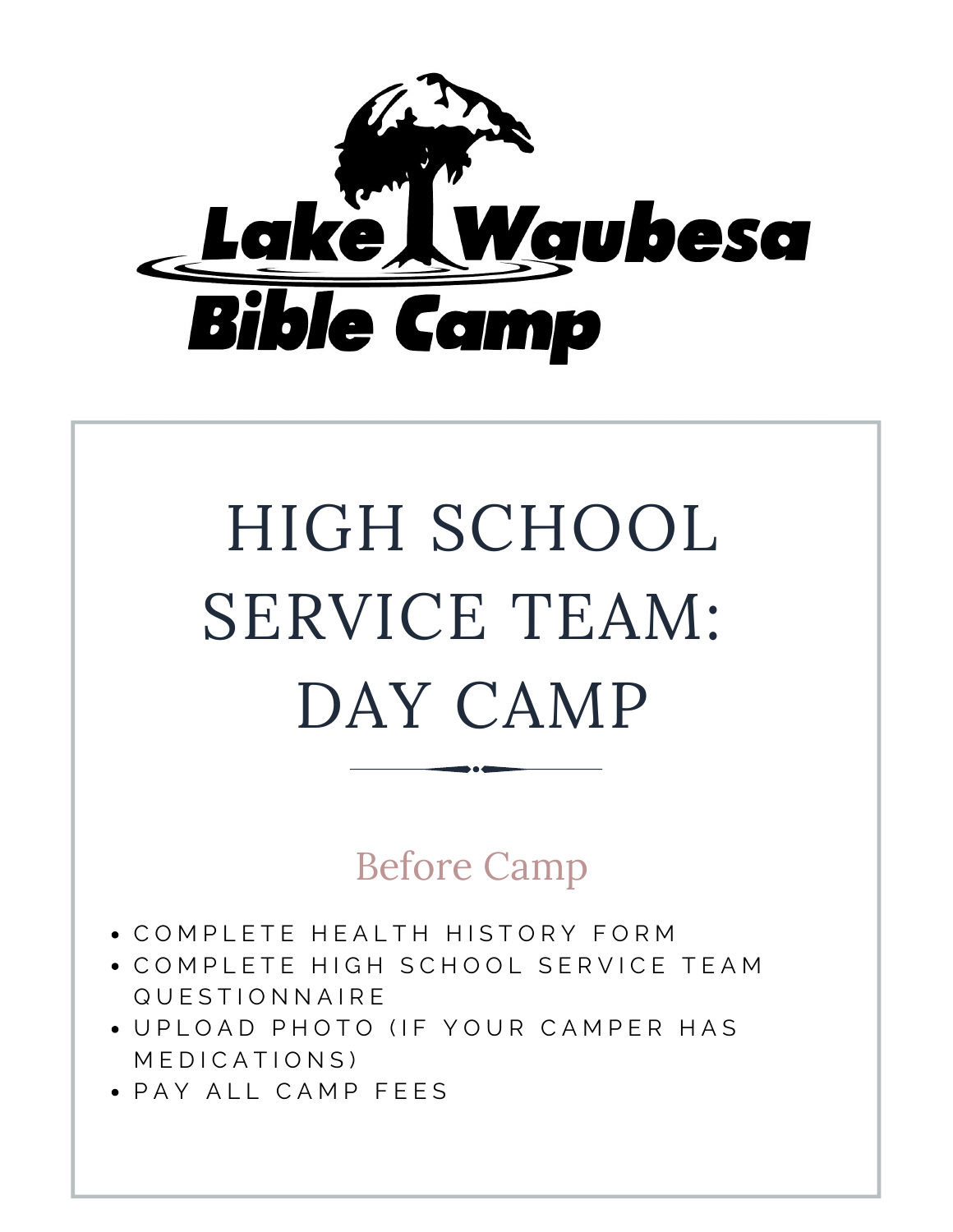# Lake Waubesa Bible Camp

# HIGH SCHOOL SERVICE TEAM: DAY CAMP

## Before Camp

- COMPLETE HEALTH HISTORY FORM
- COMPLETE HIGH SCHOOL SERVICE TEAM QUESTIONNAIRE
- UPLOAD PHOTO (IF YOUR CAMPER HAS MEDICATIONS)
- PAY ALL CAMP FEES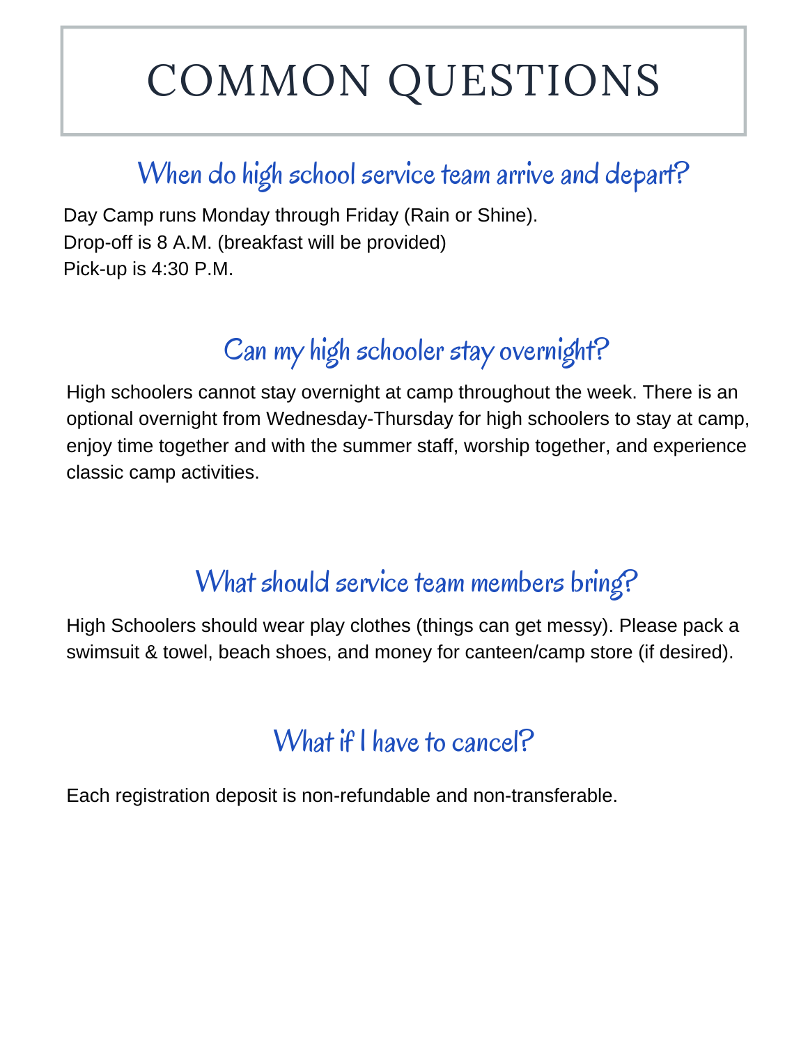# COMMON QUESTIONS

## When do high school service team arrive and depart?

Day Camp runs Monday through Friday (Rain or Shine).
Drop-off is 8 A.M. (breakfast will be provided)
Pick-up is 4:30 P.M.

## Can my high schooler stay overnight?

High schoolers cannot stay overnight at camp throughout the week. There is an optional overnight from Wednesday-Thursday for high schoolers to stay at camp, enjoy time together and with the summer staff, worship together, and experience classic camp activities.

## What should service team members bring?

High Schoolers should wear play clothes (things can get messy). Please pack a swimsuit & towel, beach shoes, and money for canteen/camp store (if desired).

## What if I have to cancel?

Each registration deposit is non-refundable and non-transferable.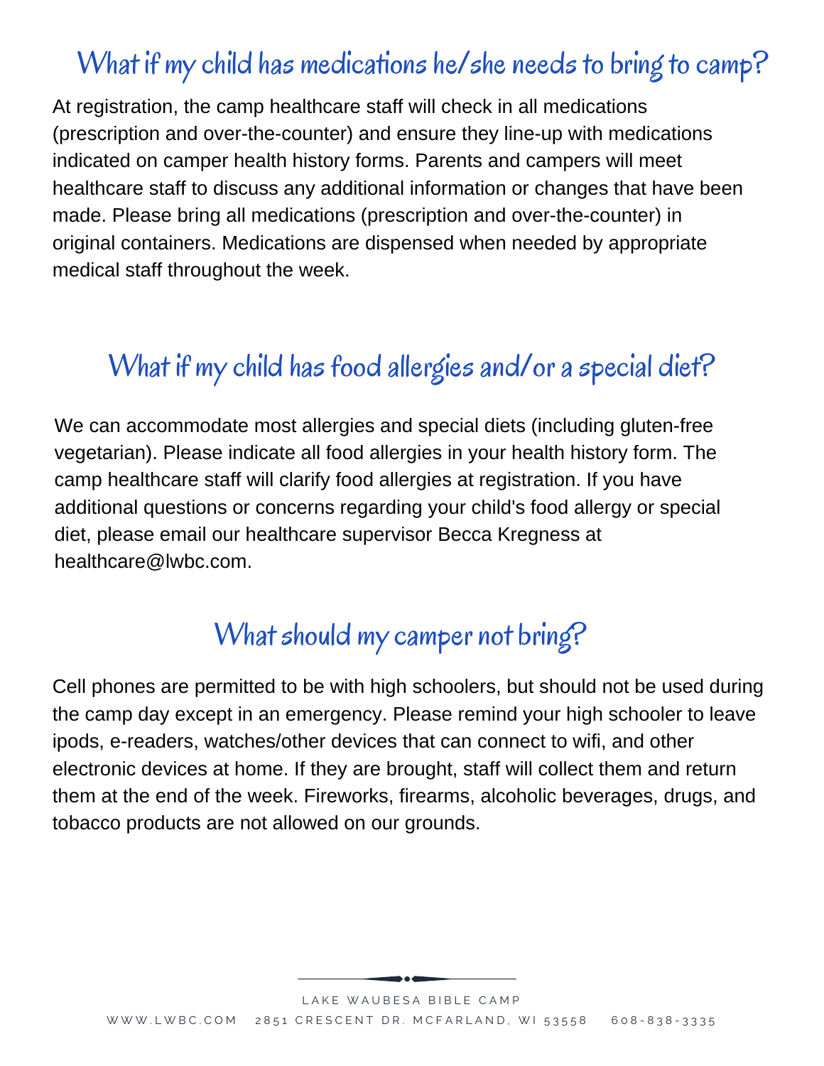## What if my child has medications he/she needs to bring to camp?

At registration, the camp healthcare staff will check in all medications (prescription and over-the-counter) and ensure they line-up with medications indicated on camper health history forms. Parents and campers will meet healthcare staff to discuss any additional information or changes that have been made. Please bring all medications (prescription and over-the-counter) in original containers. Medications are dispensed when needed by appropriate medical staff throughout the week.

## What if my child has food allergies and/or a special diet?

We can accommodate most allergies and special diets (including gluten-free vegetarian). Please indicate all food allergies in your health history form. The camp healthcare staff will clarify food allergies at registration. If you have additional questions or concerns regarding your child's food allergy or special diet, please email our healthcare supervisor Becca Kregness at healthcare@lwbc.com.

## What should my camper not bring?

Cell phones are permitted to be with high schoolers, but should not be used during the camp day except in an emergency. Please remind your high schooler to leave ipods, e-readers, watches/other devices that can connect to wifi, and other electronic devices at home. If they are brought, staff will collect them and return them at the end of the week. Fireworks, firearms, alcoholic beverages, drugs, and tobacco products are not allowed on our grounds.